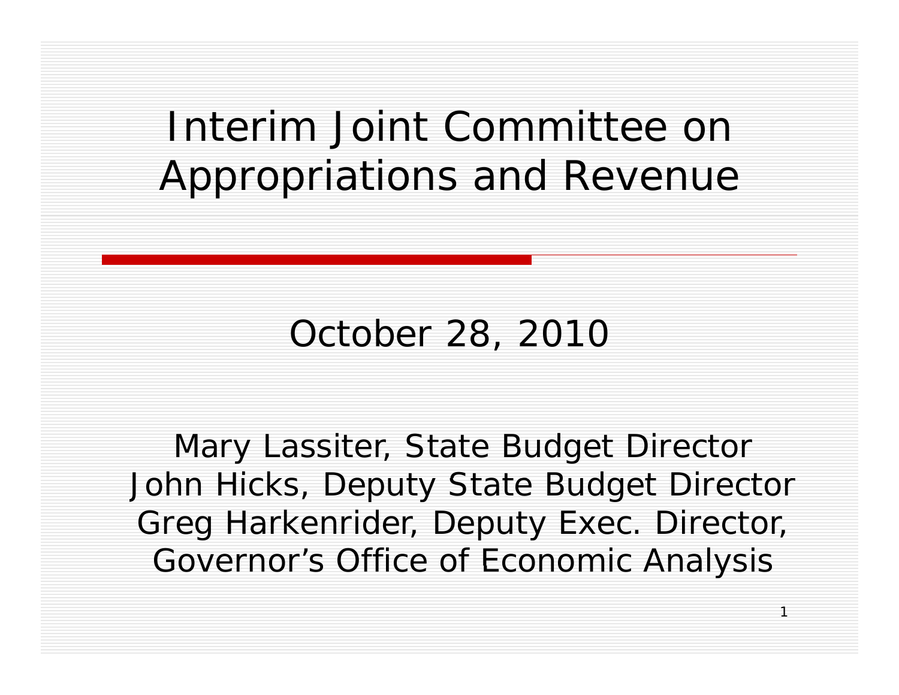# Interim Joint Committee on Appropriations and Revenue

October 28, 2010

Mary Lassiter, State Budget Director
John Hicks, Deputy State Budget Director
Greg Harkenrider, Deputy Exec. Director, Governor's Office of Economic Analysis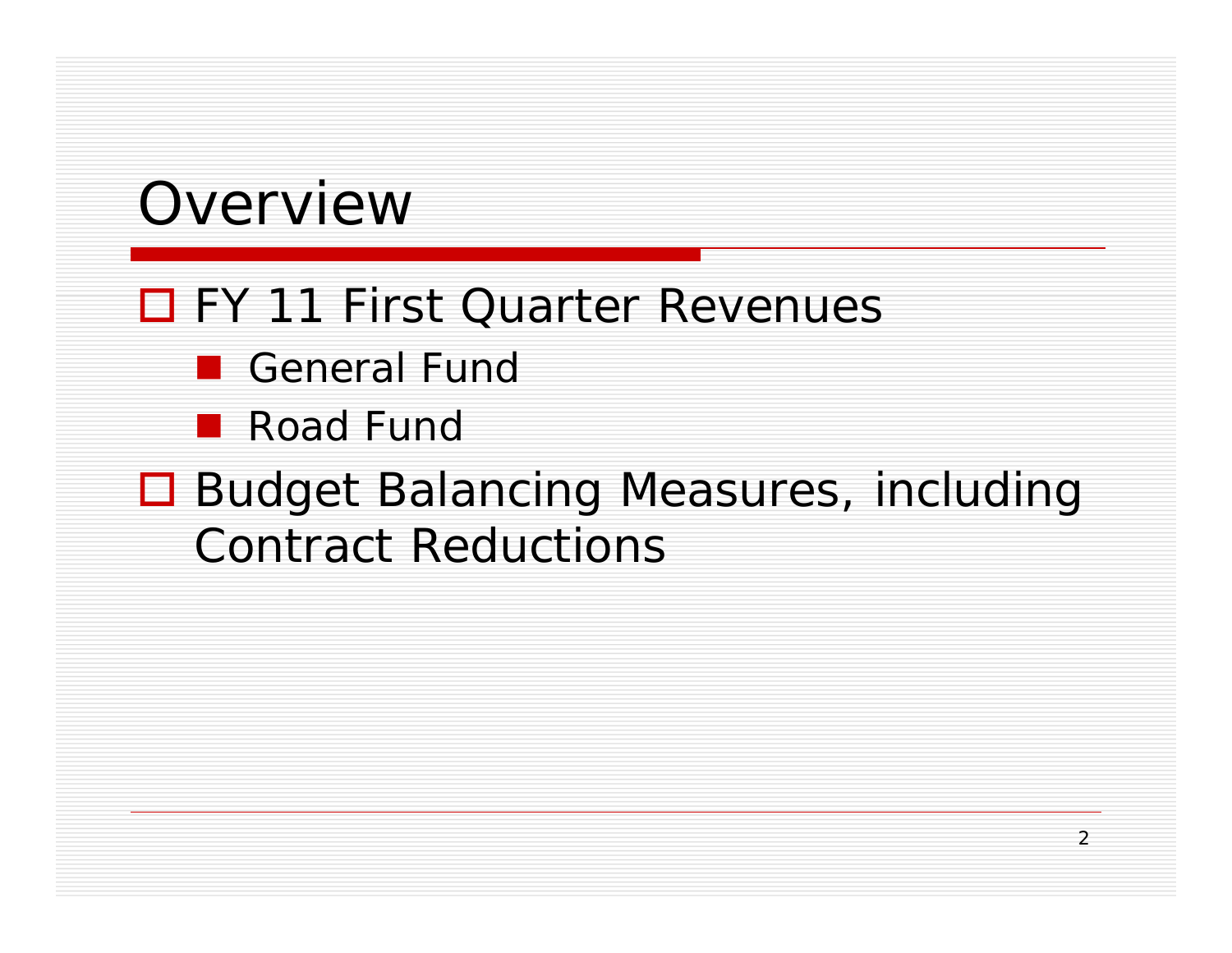# Overview

- FY 11 First Quarter Revenues
  - General Fund
  - Road Fund
- Budget Balancing Measures, including Contract Reductions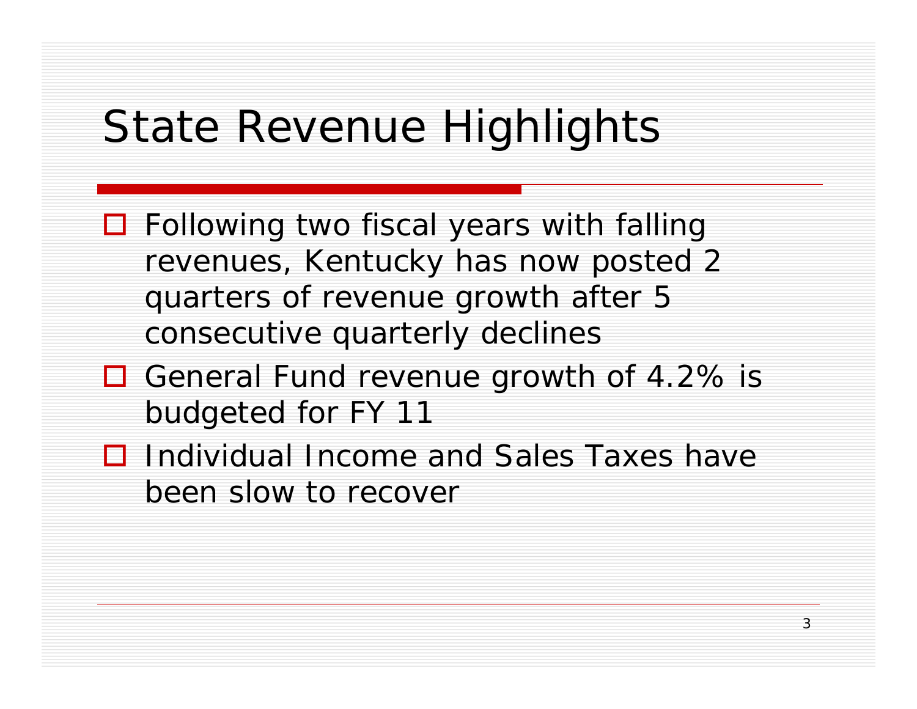# State Revenue Highlights

- Following two fiscal years with falling revenues, Kentucky has now posted 2 quarters of revenue growth after 5 consecutive quarterly declines
- General Fund revenue growth of 4.2% is budgeted for FY 11
- Individual Income and Sales Taxes have been slow to recover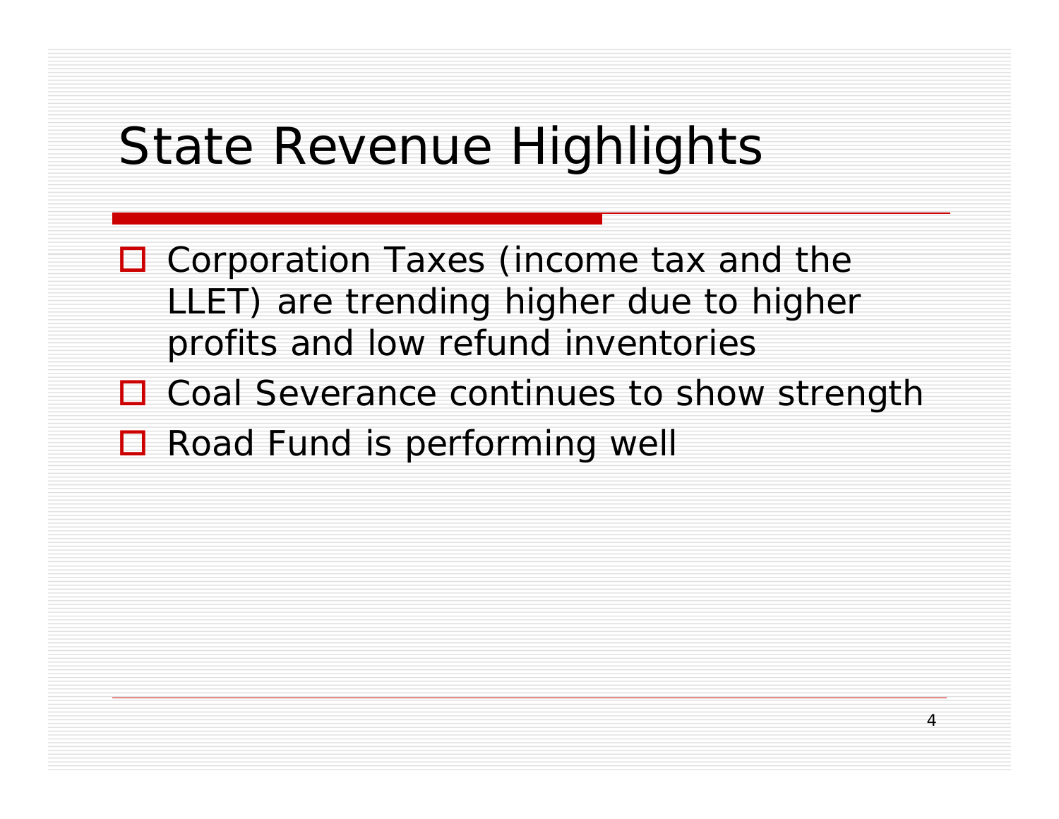# State Revenue Highlights

- Corporation Taxes (income tax and the LLET) are trending higher due to higher profits and low refund inventories
- Coal Severance continues to show strength
- Road Fund is performing well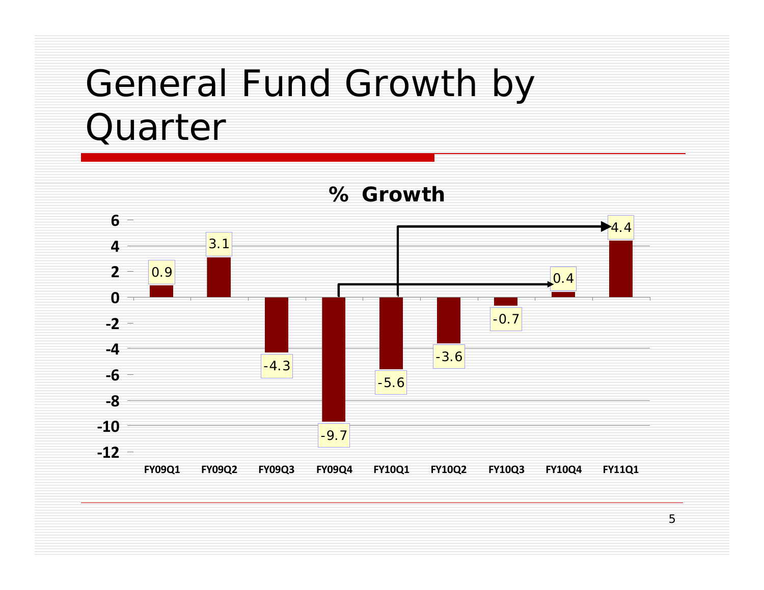# General Fund Growth by Quarter

**% Growth**

| Quarter | % Growth |
|---|---|
| FY09Q1 | 0.9 |
| FY09Q2 | 3.1 |
| FY09Q3 | -4.3 |
| FY09Q4 | -9.7 |
| FY10Q1 | -5.6 |
| FY10Q2 | -3.6 |
| FY10Q3 | -0.7 |
| FY10Q4 | 0.4 |
| FY11Q1 | 4.4 |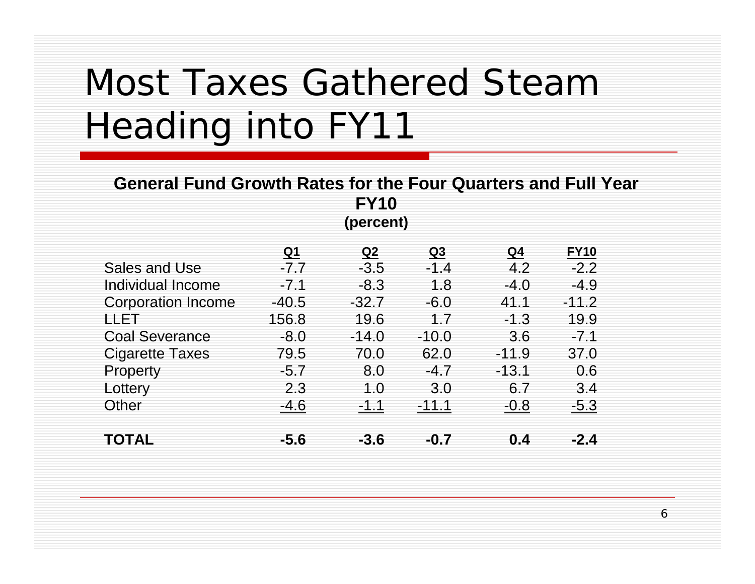# Most Taxes Gathered Steam Heading into FY11

**General Fund Growth Rates for the Four Quarters and Full Year FY10**
**(percent)**

| | Q1 | Q2 | Q3 | Q4 | FY10 |
|---|---|---|---|---|---|
| Sales and Use | -7.7 | -3.5 | -1.4 | 4.2 | -2.2 |
| Individual Income | -7.1 | -8.3 | 1.8 | -4.0 | -4.9 |
| Corporation Income | -40.5 | -32.7 | -6.0 | 41.1 | -11.2 |
| LLET | 156.8 | 19.6 | 1.7 | -1.3 | 19.9 |
| Coal Severance | -8.0 | -14.0 | -10.0 | 3.6 | -7.1 |
| Cigarette Taxes | 79.5 | 70.0 | 62.0 | -11.9 | 37.0 |
| Property | -5.7 | 8.0 | -4.7 | -13.1 | 0.6 |
| Lottery | 2.3 | 1.0 | 3.0 | 6.7 | 3.4 |
| Other | -4.6 | -1.1 | -11.1 | -0.8 | -5.3 |
| **TOTAL** | **-5.6** | **-3.6** | **-0.7** | **0.4** | **-2.4** |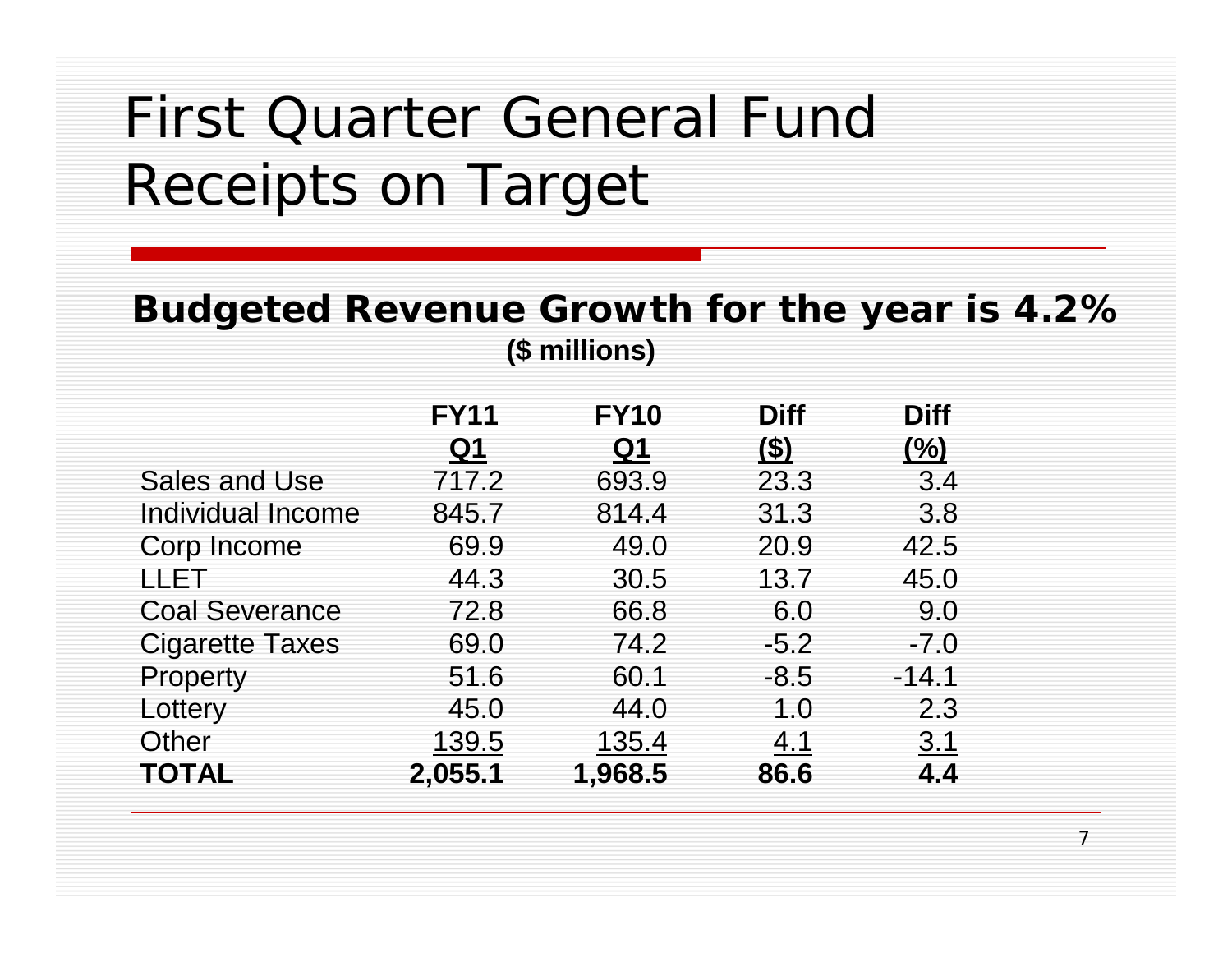# First Quarter General Fund Receipts on Target

## Budgeted Revenue Growth for the year is 4.2%

**($ millions)**

| | FY11 Q1 | FY10 Q1 | Diff ($) | Diff (%) |
|---|---|---|---|---|
| Sales and Use | 717.2 | 693.9 | 23.3 | 3.4 |
| Individual Income | 845.7 | 814.4 | 31.3 | 3.8 |
| Corp Income | 69.9 | 49.0 | 20.9 | 42.5 |
| LLET | 44.3 | 30.5 | 13.7 | 45.0 |
| Coal Severance | 72.8 | 66.8 | 6.0 | 9.0 |
| Cigarette Taxes | 69.0 | 74.2 | -5.2 | -7.0 |
| Property | 51.6 | 60.1 | -8.5 | -14.1 |
| Lottery | 45.0 | 44.0 | 1.0 | 2.3 |
| Other | 139.5 | 135.4 | 4.1 | 3.1 |
| **TOTAL** | **2,055.1** | **1,968.5** | **86.6** | **4.4** |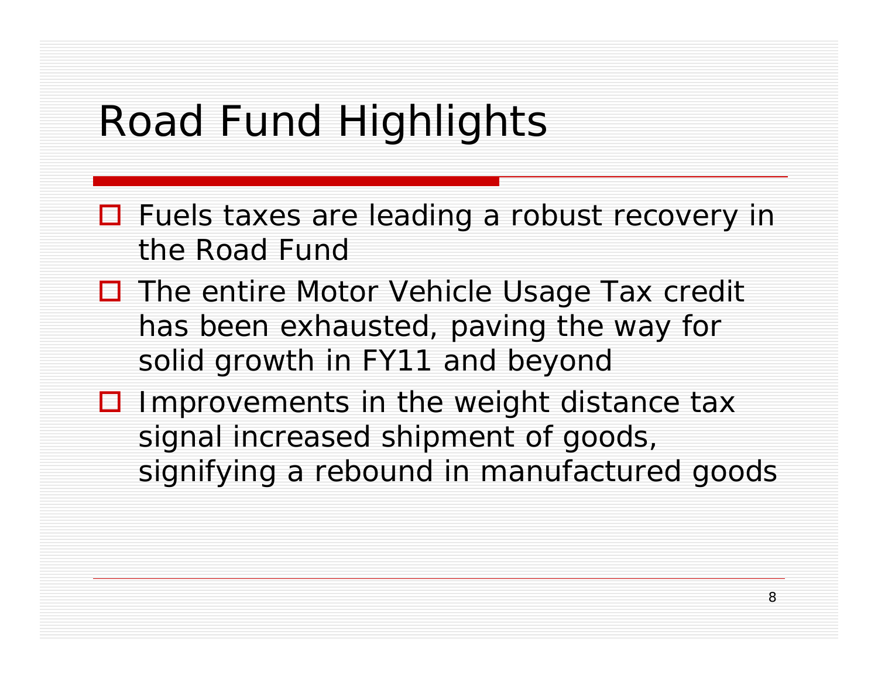# Road Fund Highlights

- Fuels taxes are leading a robust recovery in the Road Fund
- The entire Motor Vehicle Usage Tax credit has been exhausted, paving the way for solid growth in FY11 and beyond
- Improvements in the weight distance tax signal increased shipment of goods, signifying a rebound in manufactured goods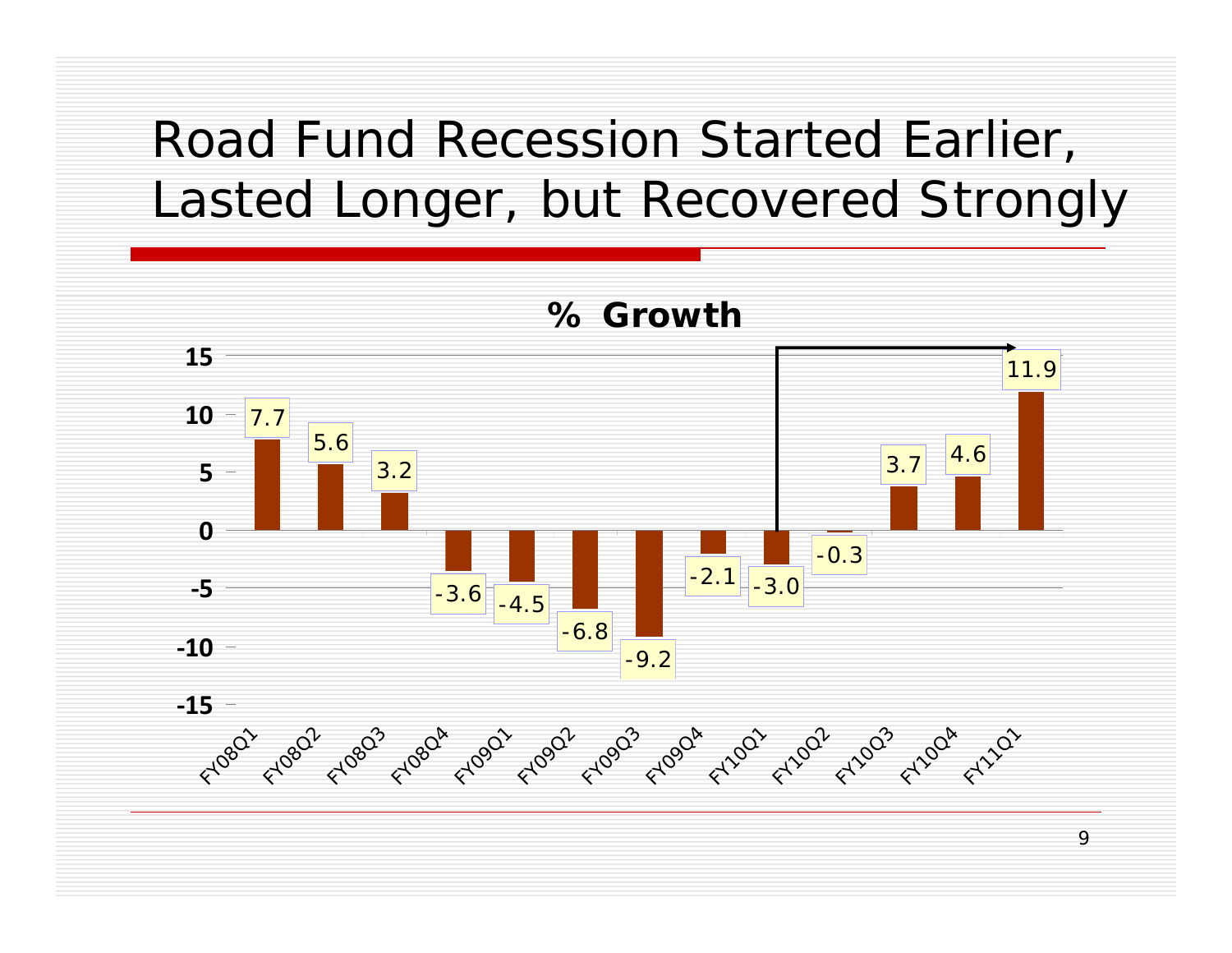# Road Fund Recession Started Earlier, Lasted Longer, but Recovered Strongly

**% Growth**

| Quarter | % Growth |
| --- | --- |
| FY08Q1 | 7.7 |
| FY08Q2 | 5.6 |
| FY08Q3 | 3.2 |
| FY08Q4 | -3.6 |
| FY09Q1 | -4.5 |
| FY09Q2 | -6.8 |
| FY09Q3 | -9.2 |
| FY09Q4 | -2.1 |
| FY10Q1 | -3.0 |
| FY10Q2 | -0.3 |
| FY10Q3 | 3.7 |
| FY10Q4 | 4.6 |
| FY11Q1 | 11.9 |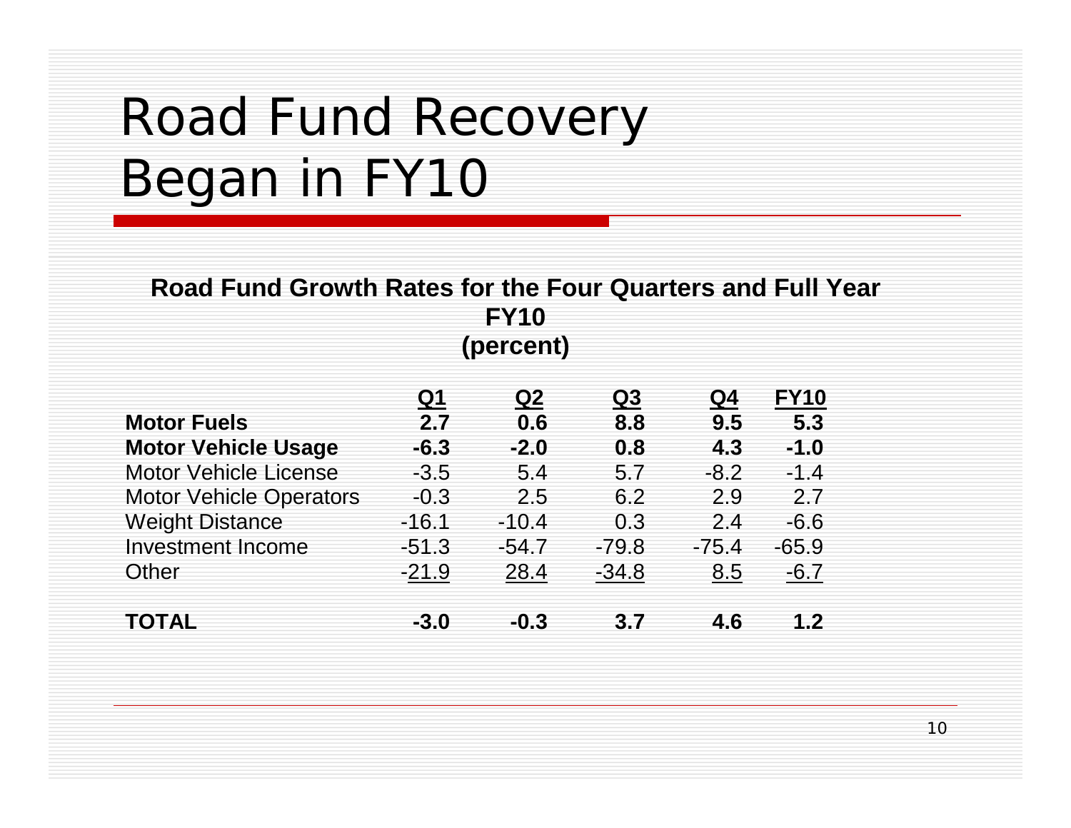# Road Fund Recovery Began in FY10

**Road Fund Growth Rates for the Four Quarters and Full Year FY10 (percent)**

| | Q1 | Q2 | Q3 | Q4 | FY10 |
|---|---|---|---|---|---|
| **Motor Fuels** | **2.7** | **0.6** | **8.8** | **9.5** | **5.3** |
| **Motor Vehicle Usage** | **-6.3** | **-2.0** | **0.8** | **4.3** | **-1.0** |
| Motor Vehicle License | -3.5 | 5.4 | 5.7 | -8.2 | -1.4 |
| Motor Vehicle Operators | -0.3 | 2.5 | 6.2 | 2.9 | 2.7 |
| Weight Distance | -16.1 | -10.4 | 0.3 | 2.4 | -6.6 |
| Investment Income | -51.3 | -54.7 | -79.8 | -75.4 | -65.9 |
| Other | -21.9 | 28.4 | -34.8 | 8.5 | -6.7 |
| **TOTAL** | **-3.0** | **-0.3** | **3.7** | **4.6** | **1.2** |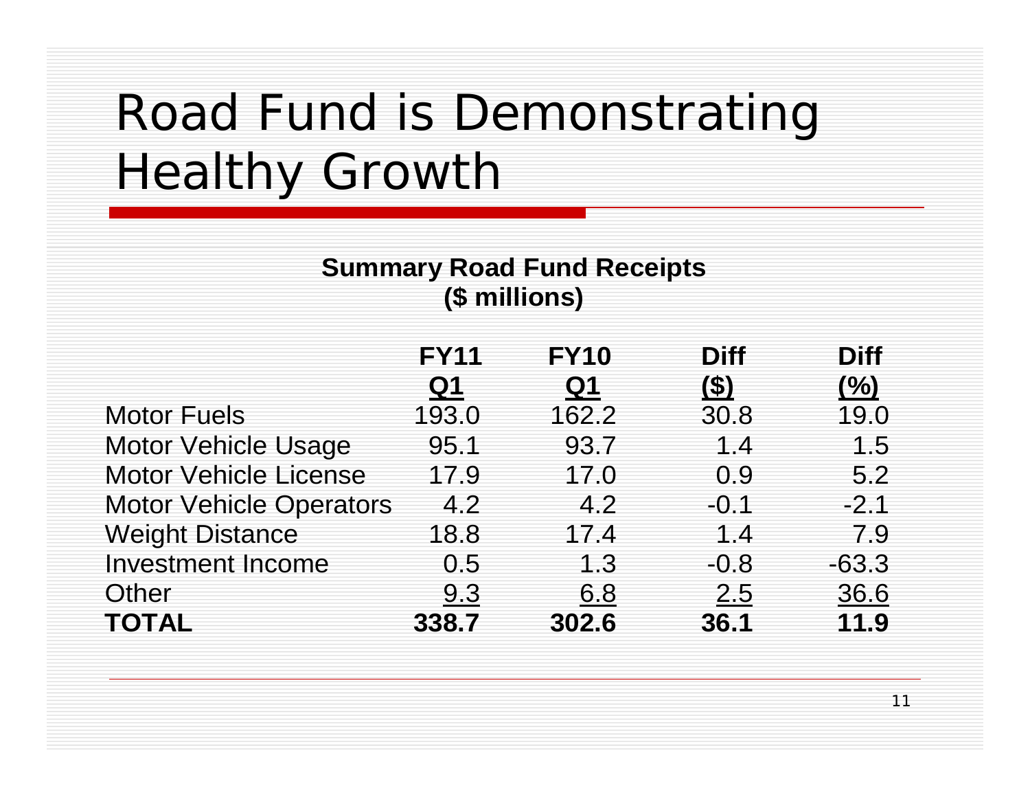# Road Fund is Demonstrating Healthy Growth

**Summary Road Fund Receipts**
**($ millions)**

| | FY11 Q1 | FY10 Q1 | Diff ($) | Diff (%) |
|---|---|---|---|---|
| Motor Fuels | 193.0 | 162.2 | 30.8 | 19.0 |
| Motor Vehicle Usage | 95.1 | 93.7 | 1.4 | 1.5 |
| Motor Vehicle License | 17.9 | 17.0 | 0.9 | 5.2 |
| Motor Vehicle Operators | 4.2 | 4.2 | -0.1 | -2.1 |
| Weight Distance | 18.8 | 17.4 | 1.4 | 7.9 |
| Investment Income | 0.5 | 1.3 | -0.8 | -63.3 |
| Other | 9.3 | 6.8 | 2.5 | 36.6 |
| **TOTAL** | **338.7** | **302.6** | **36.1** | **11.9** |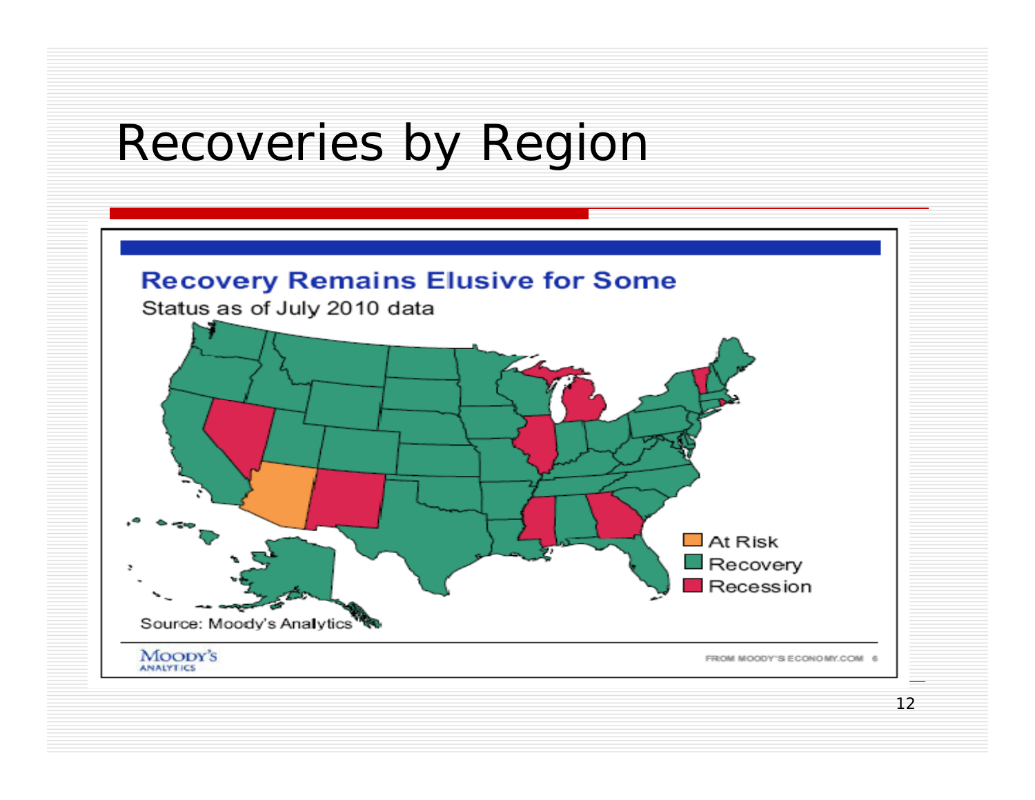# Recoveries by Region

## Recovery Remains Elusive for Some

Status as of July 2010 data

- At Risk
- Recovery
- Recession

Source: Moody's Analytics

MOODY'S ANALYTICS

FROM MOODY'S ECONOMY.COM 6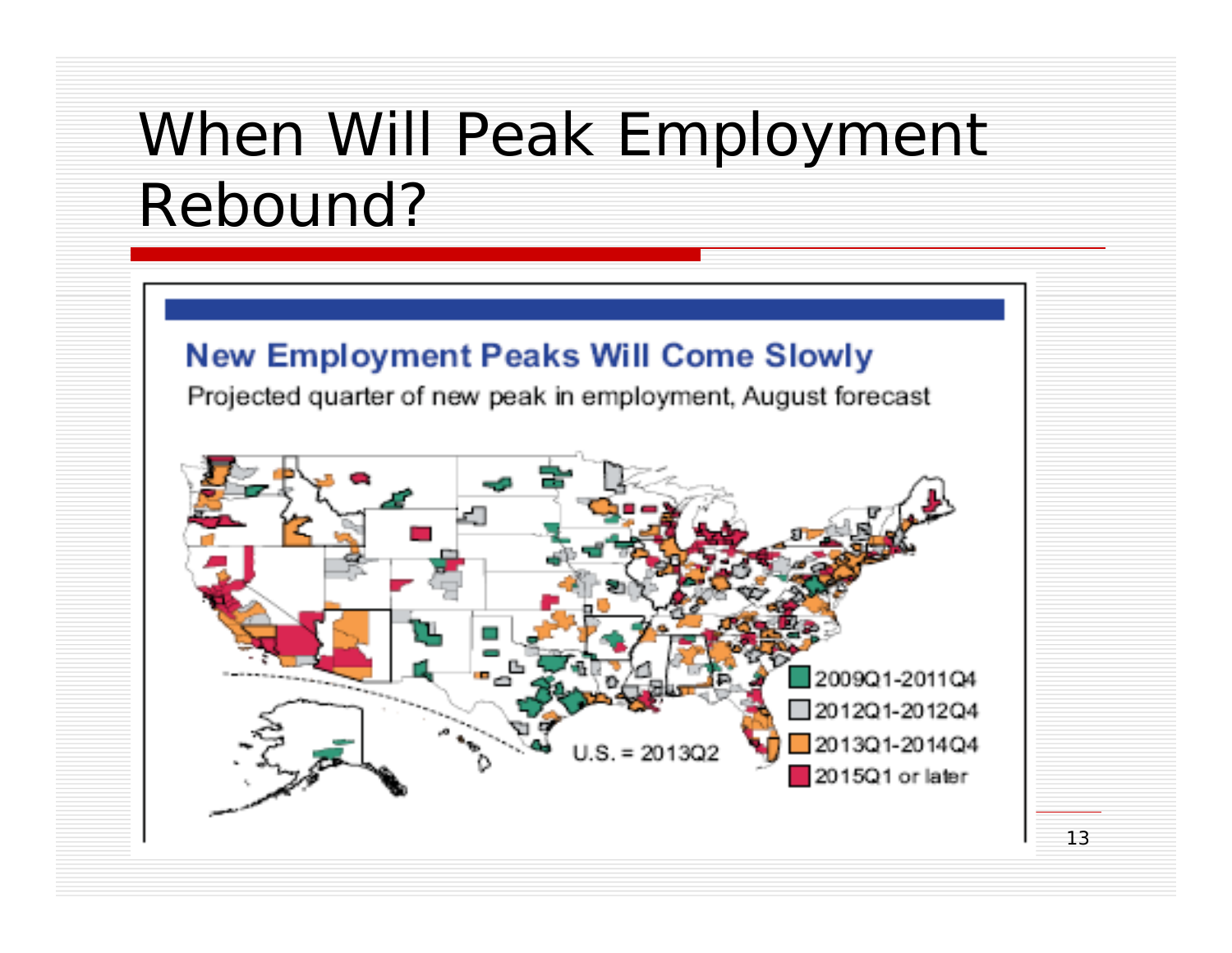# When Will Peak Employment Rebound?

## New Employment Peaks Will Come Slowly

Projected quarter of new peak in employment, August forecast

- 2009Q1-2011Q4
- 2012Q1-2012Q4
- 2013Q1-2014Q4
- 2015Q1 or later

U.S. = 2013Q2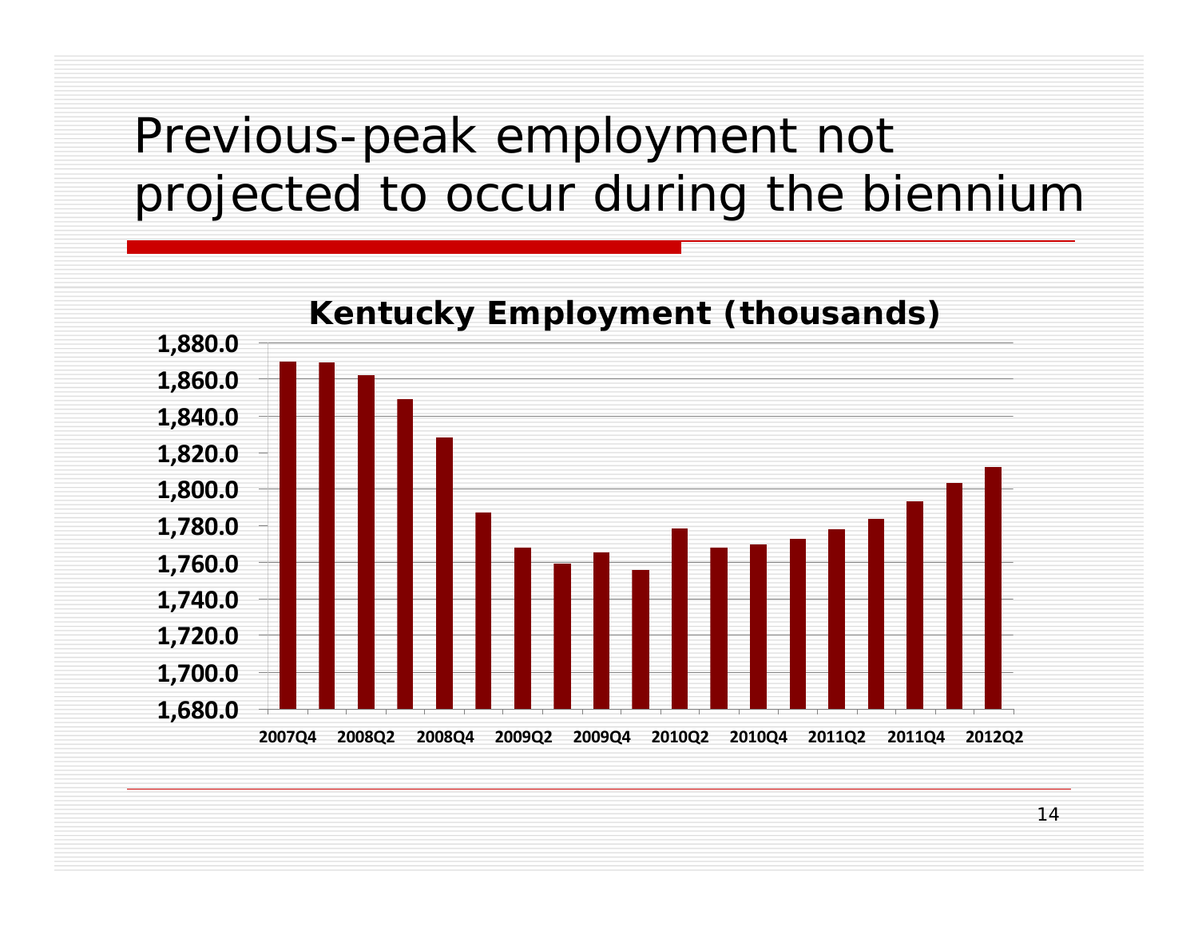# Previous-peak employment not projected to occur during the biennium

**Kentucky Employment (thousands)**

| Quarter | Employment (thousands) |
|---|---|
| 2007Q4 | 1,869.6 |
| 2008Q1 | 1,869.4 |
| 2008Q2 | 1,862.1 |
| 2008Q3 | 1,849.1 |
| 2008Q4 | 1,828.2 |
| 2009Q1 | 1,787.0 |
| 2009Q2 | 1,768.0 |
| 2009Q3 | 1,759.4 |
| 2009Q4 | 1,765.4 |
| 2010Q1 | 1,755.9 |
| 2010Q2 | 1,778.4 |
| 2010Q3 | 1,768.0 |
| 2010Q4 | 1,769.8 |
| 2011Q1 | 1,772.8 |
| 2011Q2 | 1,777.9 |
| 2011Q3 | 1,783.7 |
| 2011Q4 | 1,793.2 |
| 2012Q1 | 1,803.3 |
| 2012Q2 | 1,812.2 |

*Note: Values are approximate, estimated from the bar chart; the chart's axis labels show only 2007Q4, 2008Q2, 2008Q4, 2009Q2, 2009Q4, 2010Q2, 2010Q4, 2011Q2, 2011Q4 and 2012Q2, with the intermediate quarters inferred. The chart's vertical axis runs from 1,680.0 to 1,880.0.*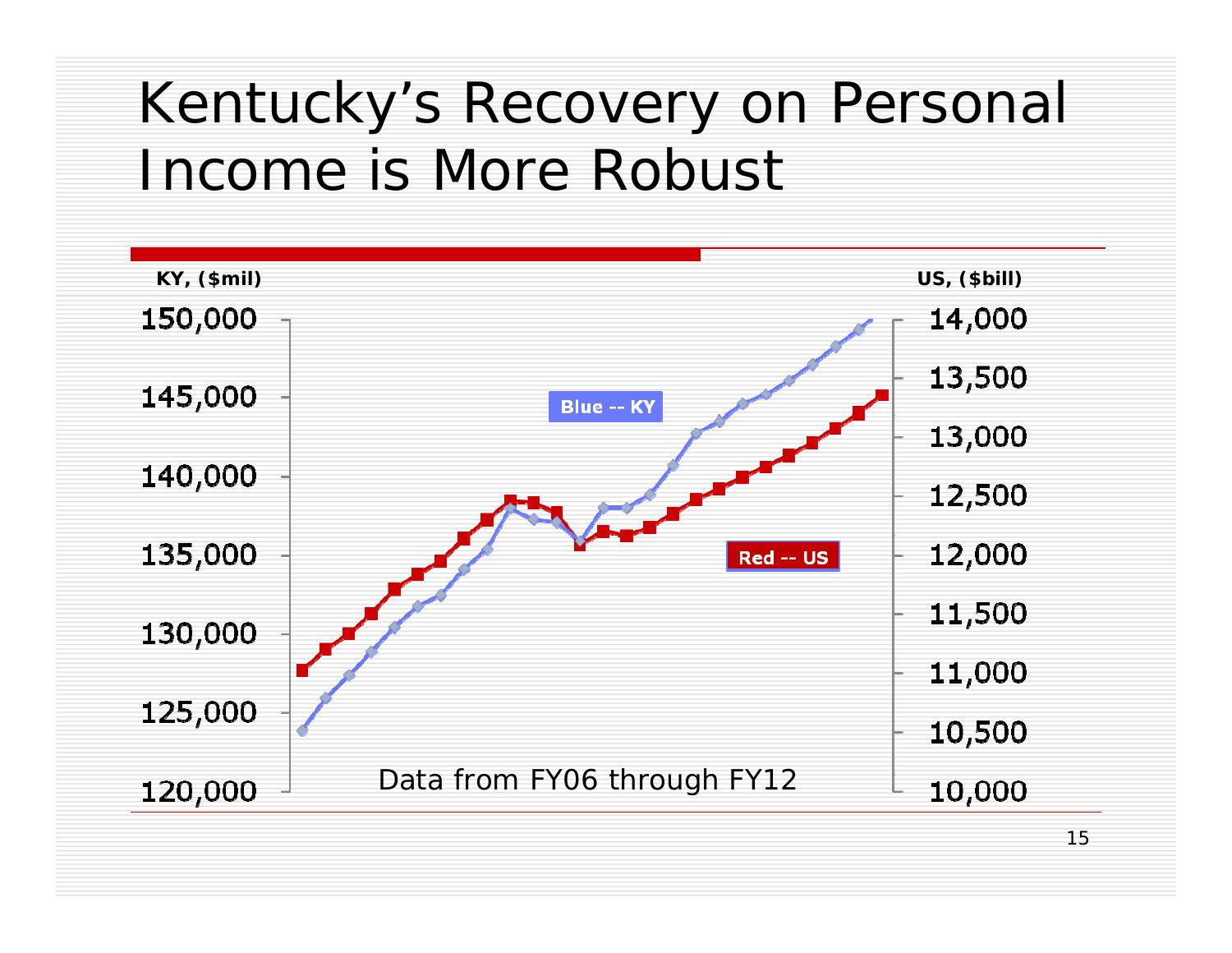# Kentucky's Recovery on Personal Income is More Robust

KY, ($mil)

US, ($bill)

Blue -- KY

Red -- US

Data from FY06 through FY12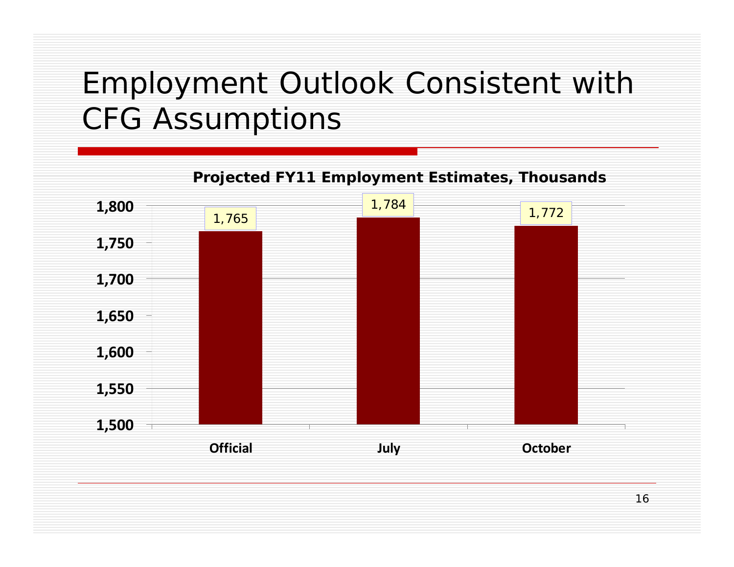# Employment Outlook Consistent with CFG Assumptions

**Projected FY11 Employment Estimates, Thousands**

| | Official | July | October |
|---|---|---|---|
| Employment (thousands) | 1,765 | 1,784 | 1,772 |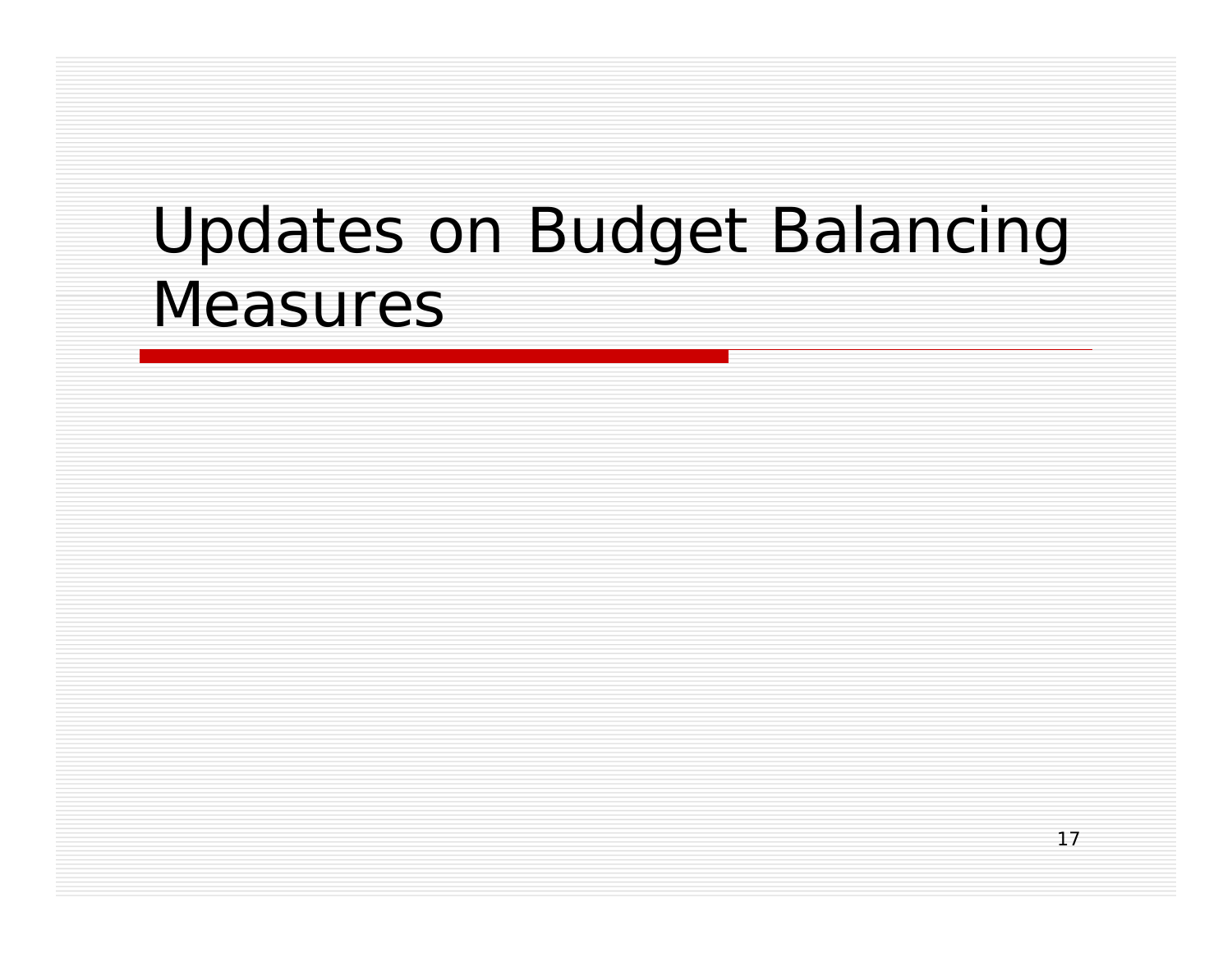# Updates on Budget Balancing Measures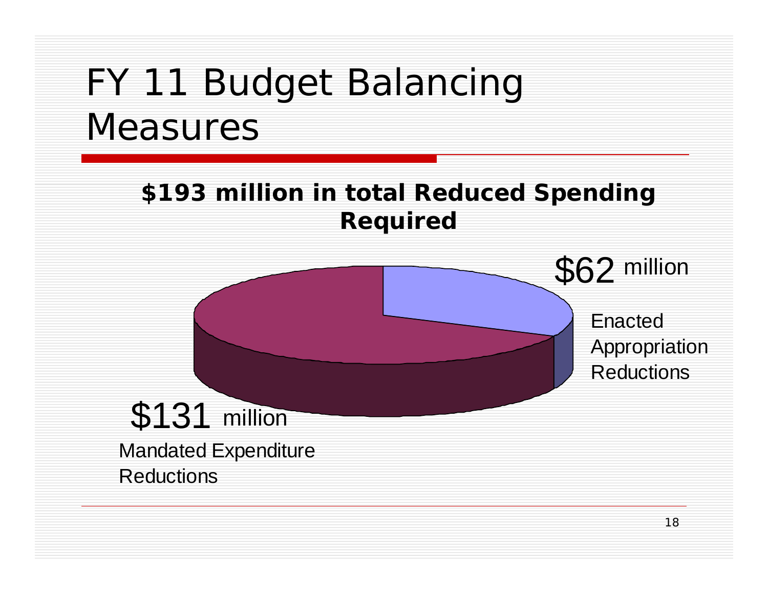# FY 11 Budget Balancing Measures

**$193 million in total Reduced Spending Required**

$62 million

Enacted Appropriation Reductions

$131 million

Mandated Expenditure Reductions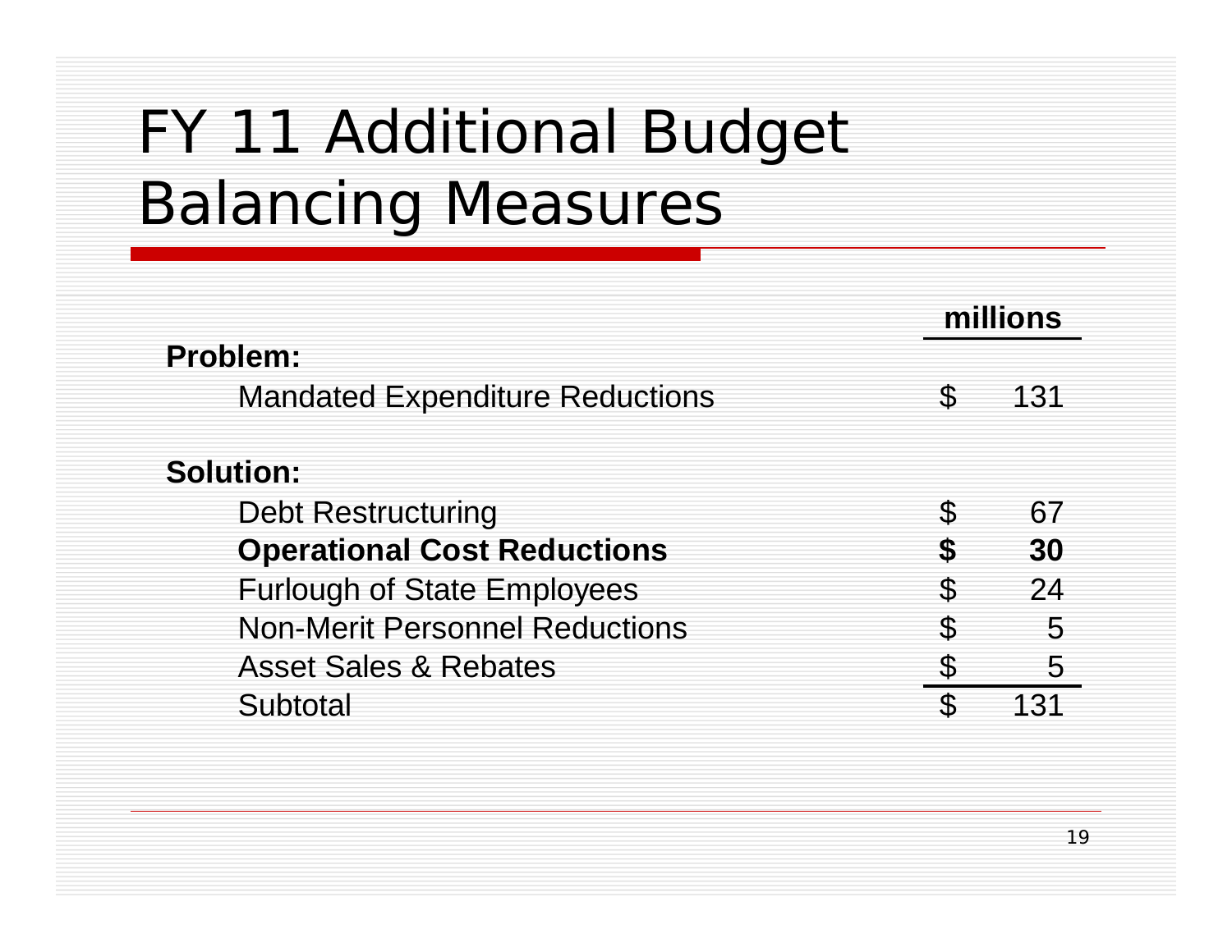# FY 11 Additional Budget Balancing Measures

| | millions |
|---|---|
| **Problem:** | |
| Mandated Expenditure Reductions | $ 131 |
| | |
| **Solution:** | |
| Debt Restructuring | $ 67 |
| **Operational Cost Reductions** | **$ 30** |
| Furlough of State Employees | $ 24 |
| Non-Merit Personnel Reductions | $ 5 |
| Asset Sales & Rebates | $ 5 |
| Subtotal | $ 131 |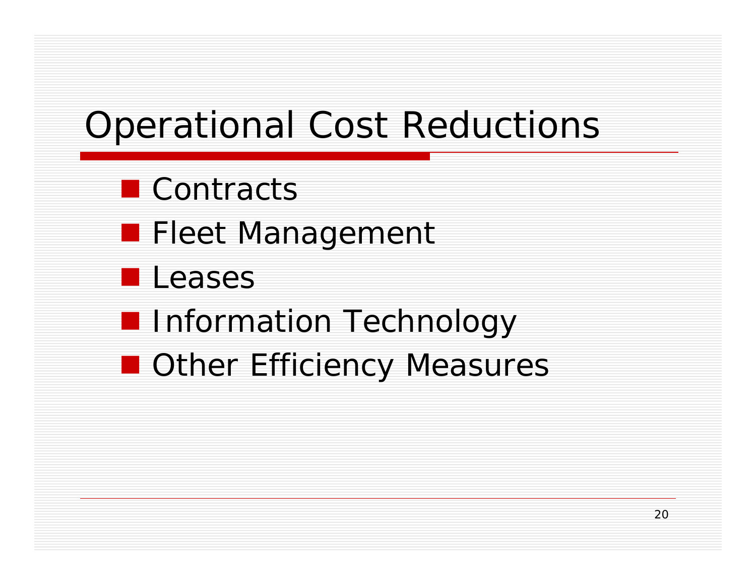# Operational Cost Reductions

- Contracts
- Fleet Management
- Leases
- Information Technology
- Other Efficiency Measures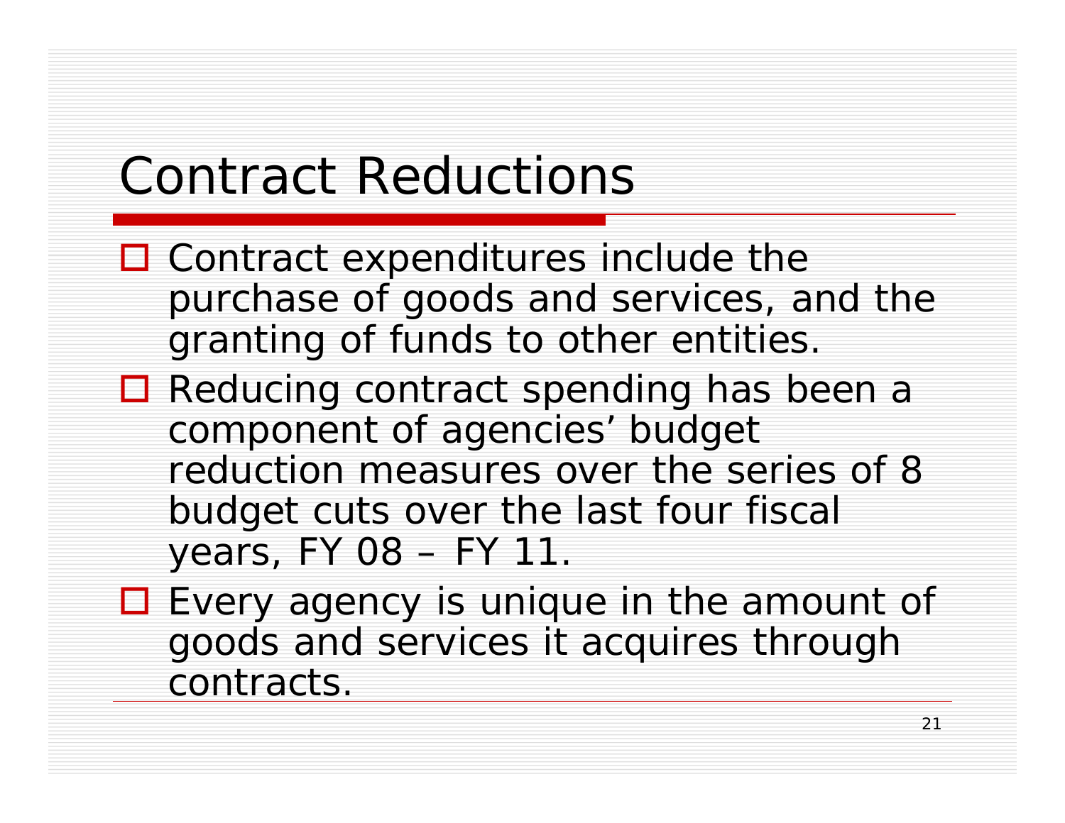# Contract Reductions

- Contract expenditures include the purchase of goods and services, and the granting of funds to other entities.
- Reducing contract spending has been a component of agencies’ budget reduction measures over the series of 8 budget cuts over the last four fiscal years, FY 08 – FY 11.
- Every agency is unique in the amount of goods and services it acquires through contracts.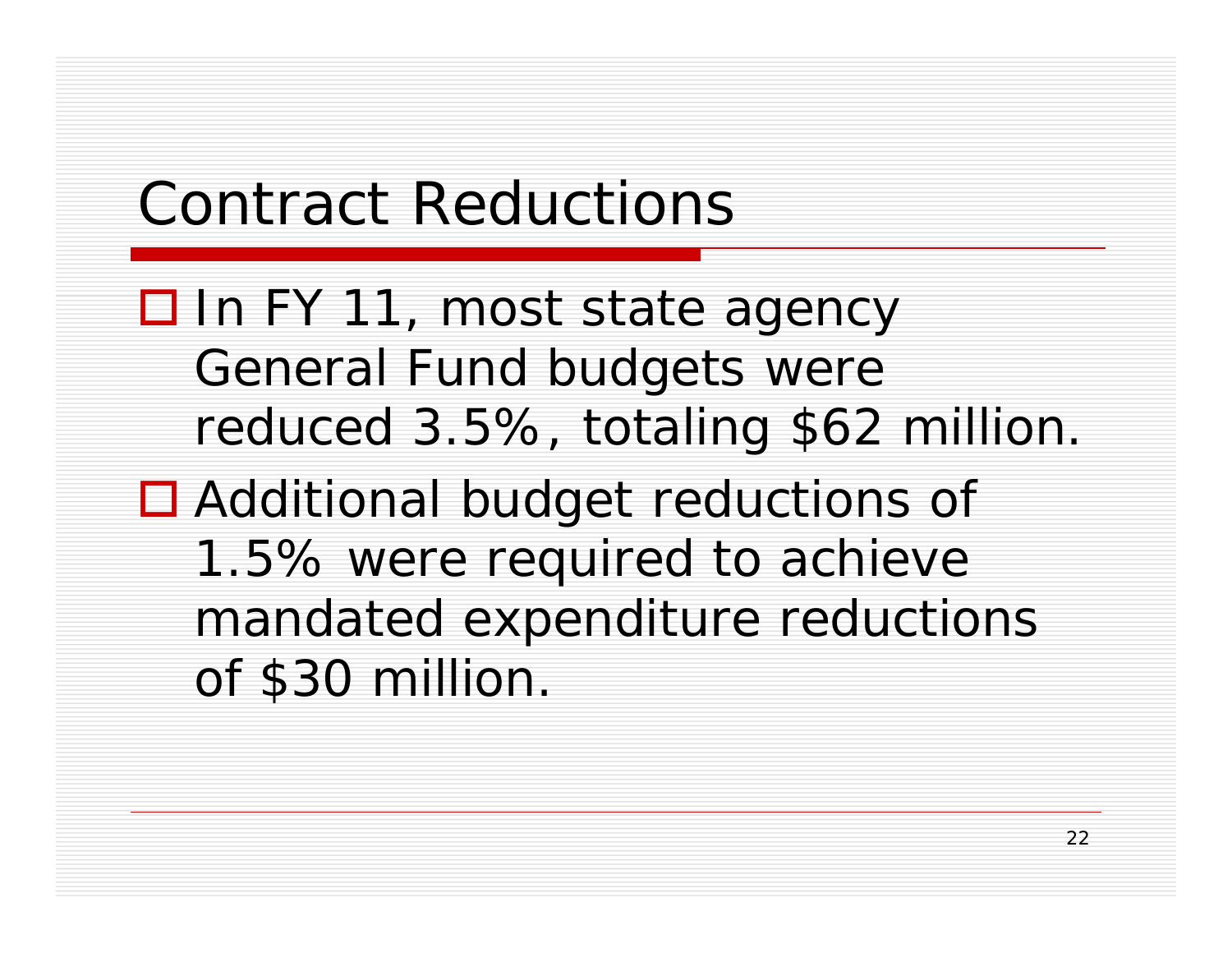# Contract Reductions

- In FY 11, most state agency General Fund budgets were reduced 3.5%, totaling $62 million.
- Additional budget reductions of 1.5% were required to achieve mandated expenditure reductions of $30 million.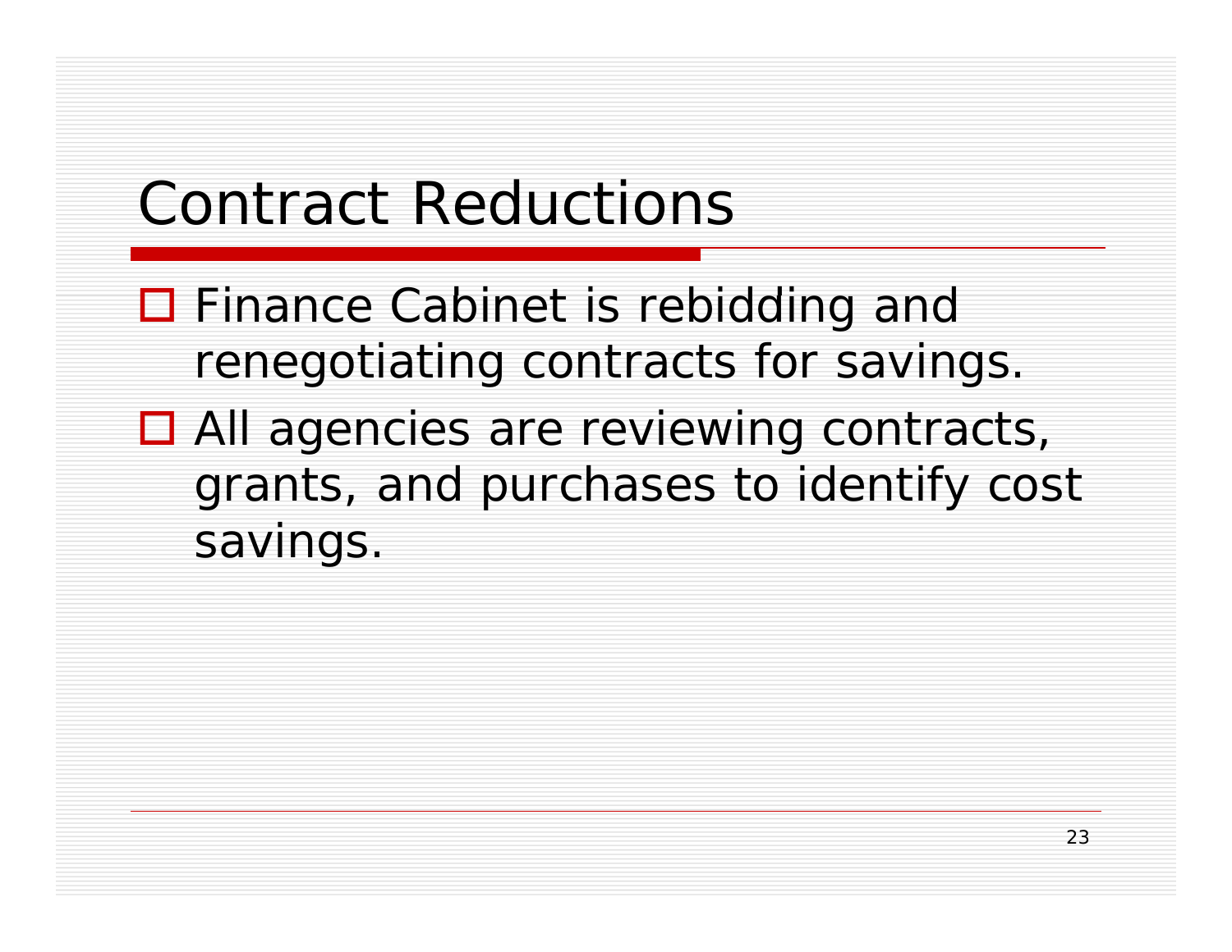# Contract Reductions

- Finance Cabinet is rebidding and renegotiating contracts for savings.
- All agencies are reviewing contracts, grants, and purchases to identify cost savings.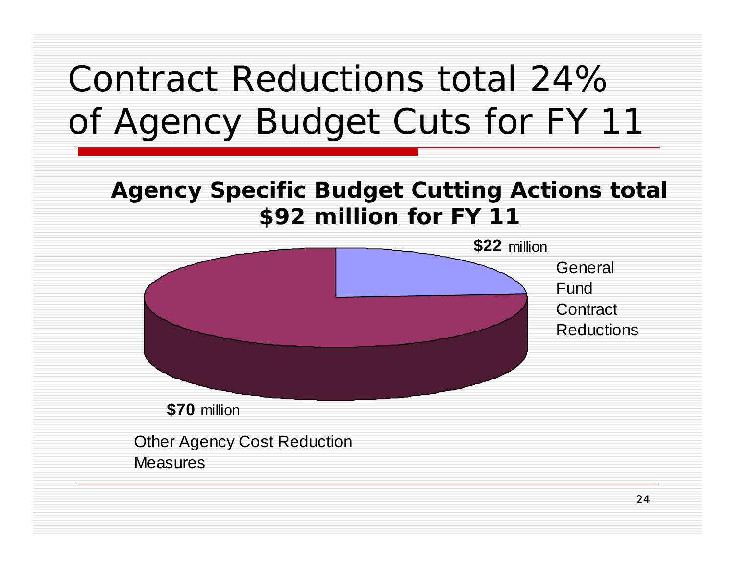# Contract Reductions total 24% of Agency Budget Cuts for FY 11

**Agency Specific Budget Cutting Actions total $92 million for FY 11**

**$22** million

General Fund Contract Reductions

**$70** million

Other Agency Cost Reduction Measures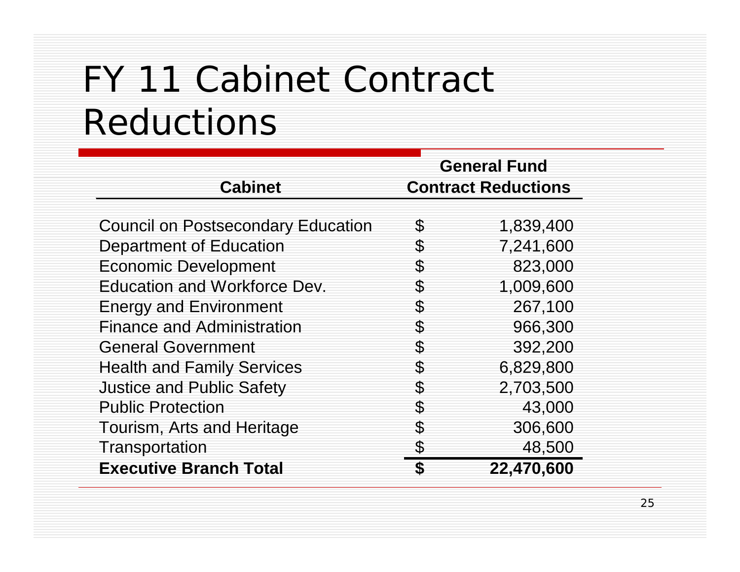# FY 11 Cabinet Contract Reductions

| Cabinet | General Fund Contract Reductions |
|---|---|
| Council on Postsecondary Education | $ 1,839,400 |
| Department of Education | $ 7,241,600 |
| Economic Development | $ 823,000 |
| Education and Workforce Dev. | $ 1,009,600 |
| Energy and Environment | $ 267,100 |
| Finance and Administration | $ 966,300 |
| General Government | $ 392,200 |
| Health and Family Services | $ 6,829,800 |
| Justice and Public Safety | $ 2,703,500 |
| Public Protection | $ 43,000 |
| Tourism, Arts and Heritage | $ 306,600 |
| Transportation | $ 48,500 |
| **Executive Branch Total** | **$ 22,470,600** |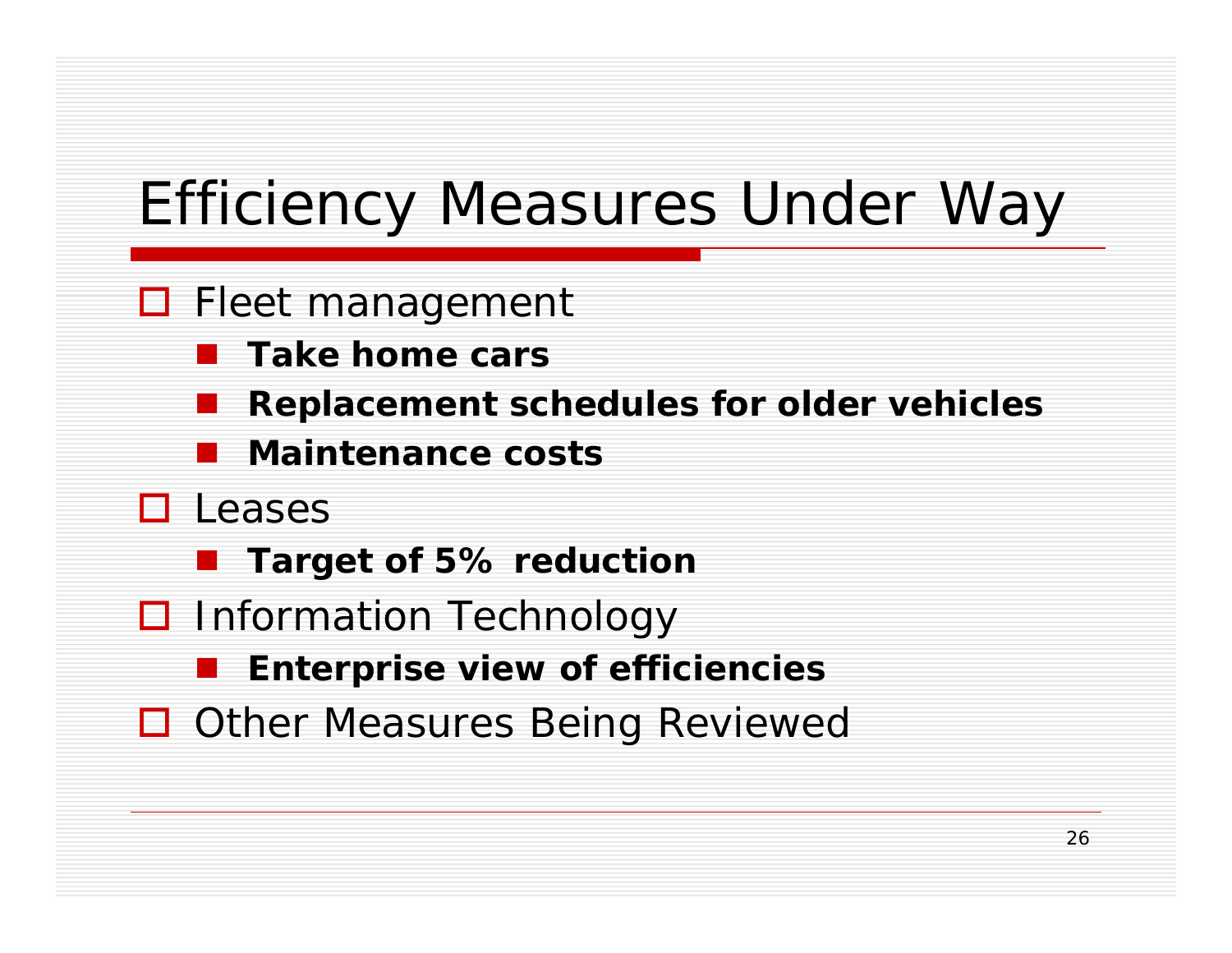# Efficiency Measures Under Way

- Fleet management
  - **Take home cars**
  - **Replacement schedules for older vehicles**
  - **Maintenance costs**
- Leases
  - **Target of 5% reduction**
- Information Technology
  - **Enterprise view of efficiencies**
- Other Measures Being Reviewed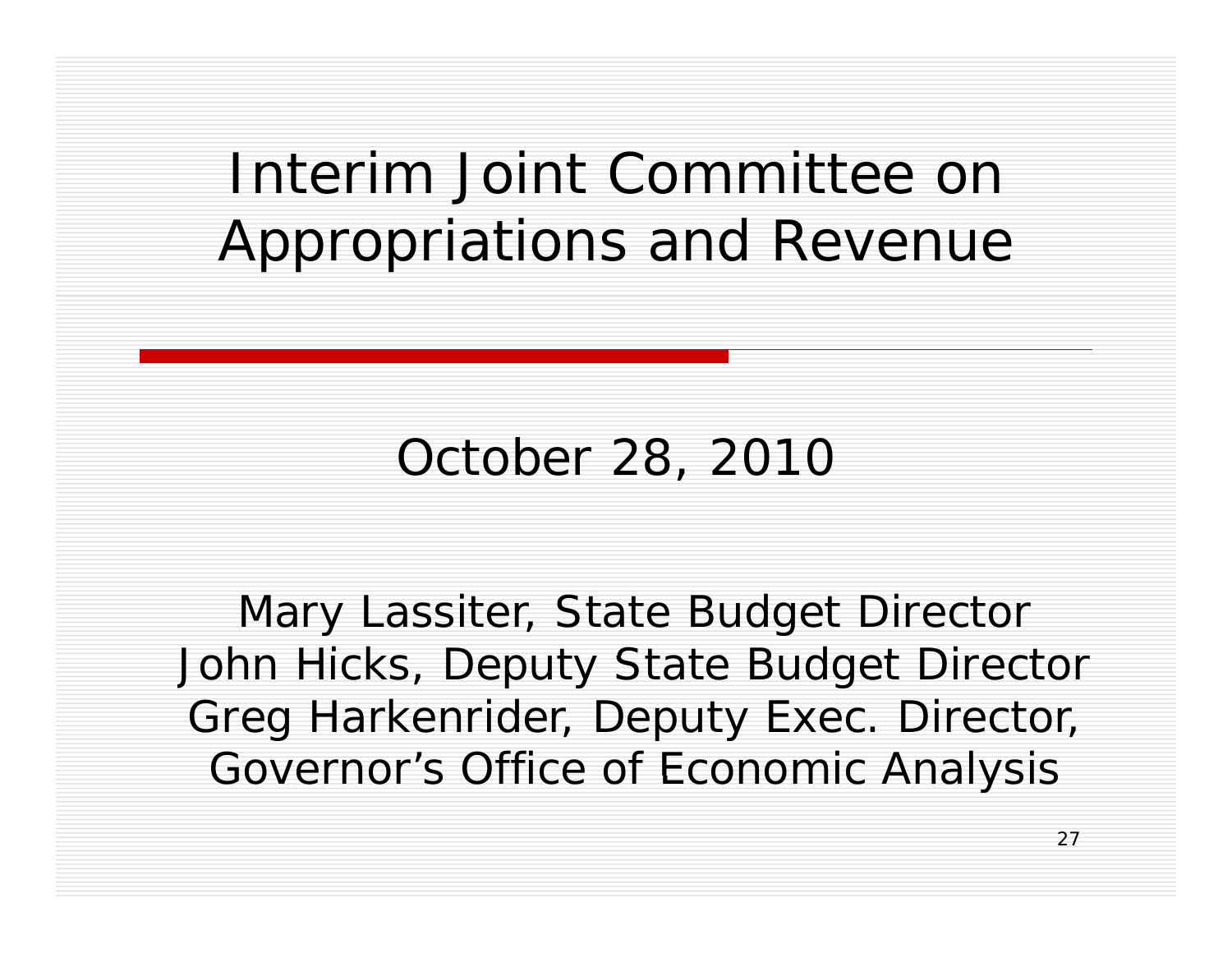# Interim Joint Committee on Appropriations and Revenue

October 28, 2010

Mary Lassiter, State Budget Director
John Hicks, Deputy State Budget Director
Greg Harkenrider, Deputy Exec. Director, Governor's Office of Economic Analysis